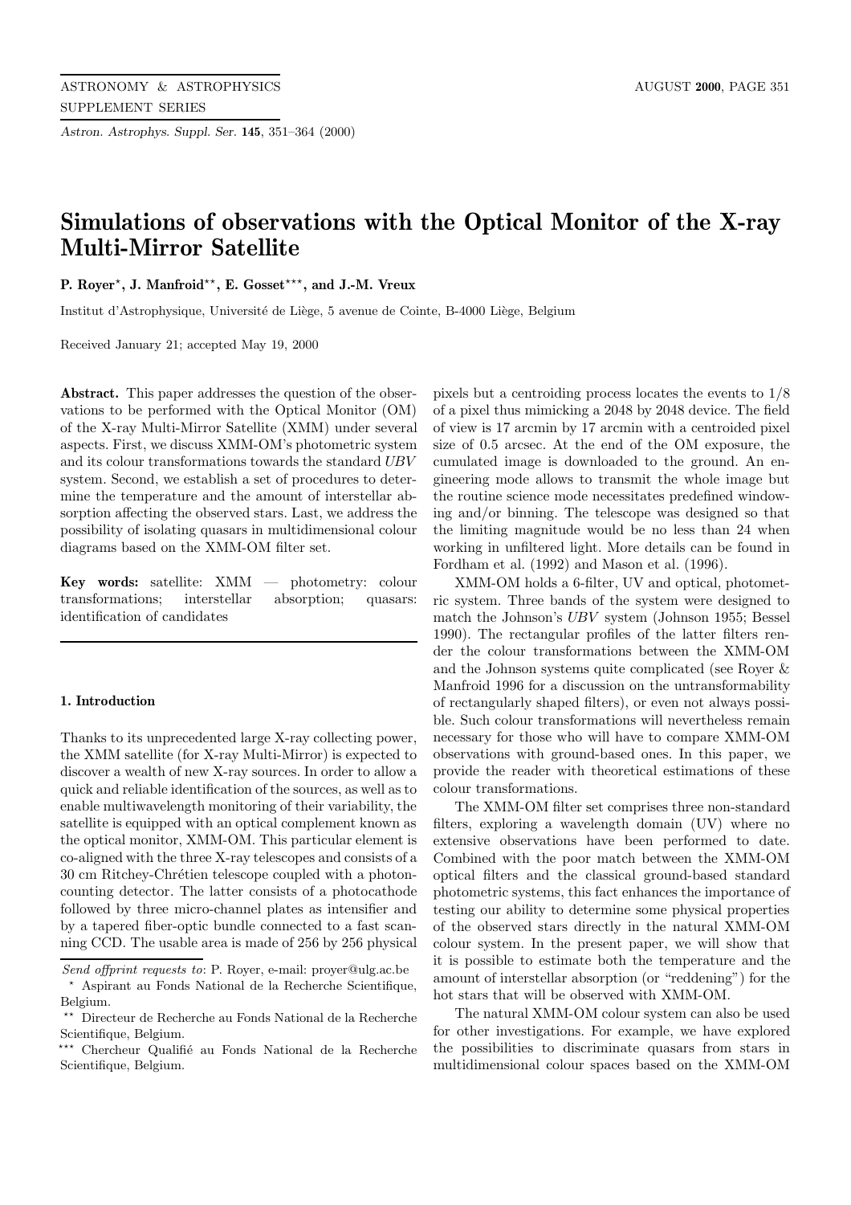# Simulations of observations with the Optical Monitor of the X-ray Multi-Mirror Satellite

**P. Royer**[⋆], **J. Manfroid**[⋆⋆], **E. Gosset**[⋆⋆⋆], **and J.-M. Vreux**

Institut d'Astrophysique, Université de Liège, 5 avenue de Cointe, B-4000 Liège, Belgium

Received January 21; accepted May 19, 2000

**Abstract.** This paper addresses the question of the observations to be performed with the Optical Monitor (OM) of the X-ray Multi-Mirror Satellite (XMM) under several aspects. First, we discuss XMM-OM's photometric system and its colour transformations towards the standard *UBV* system. Second, we establish a set of procedures to determine the temperature and the amount of interstellar absorption affecting the observed stars. Last, we address the possibility of isolating quasars in multidimensional colour diagrams based on the XMM-OM filter set.

**Key words:** satellite: XMM — photometry: colour transformations; interstellar absorption; quasars: identification of candidates

## 1. Introduction

Thanks to its unprecedented large X-ray collecting power, the XMM satellite (for X-ray Multi-Mirror) is expected to discover a wealth of new X-ray sources. In order to allow a quick and reliable identification of the sources, as well as to enable multiwavelength monitoring of their variability, the satellite is equipped with an optical complement known as the optical monitor, XMM-OM. This particular element is co-aligned with the three X-ray telescopes and consists of a 30 cm Ritchey-Chrétien telescope coupled with a photon-counting detector. The latter consists of a photocathode followed by three micro-channel plates as intensifier and by a tapered fiber-optic bundle connected to a fast scanning CCD. The usable area is made of 256 by 256 physical pixels but a centroiding process locates the events to 1/8 of a pixel thus mimicking a 2048 by 2048 device. The field of view is 17 arcmin by 17 arcmin with a centroided pixel size of 0.5 arcsec. At the end of the OM exposure, the cumulated image is downloaded to the ground. An engineering mode allows to transmit the whole image but the routine science mode necessitates predefined windowing and/or binning. The telescope was designed so that the limiting magnitude would be no less than 24 when working in unfiltered light. More details can be found in Fordham et al. (1992) and Mason et al. (1996).

XMM-OM holds a 6-filter, UV and optical, photometric system. Three bands of the system were designed to match the Johnson's *UBV* system (Johnson 1955; Bessel 1990). The rectangular profiles of the latter filters render the colour transformations between the XMM-OM and the Johnson systems quite complicated (see Royer & Manfroid 1996 for a discussion on the untransformability of rectangularly shaped filters), or even not always possible. Such colour transformations will nevertheless remain necessary for those who will have to compare XMM-OM observations with ground-based ones. In this paper, we provide the reader with theoretical estimations of these colour transformations.

The XMM-OM filter set comprises three non-standard filters, exploring a wavelength domain (UV) where no extensive observations have been performed to date. Combined with the poor match between the XMM-OM optical filters and the classical ground-based standard photometric systems, this fact enhances the importance of testing our ability to determine some physical properties of the observed stars directly in the natural XMM-OM colour system. In the present paper, we will show that it is possible to estimate both the temperature and the amount of interstellar absorption (or "reddening") for the hot stars that will be observed with XMM-OM.

The natural XMM-OM colour system can also be used for other investigations. For example, we have explored the possibilities to discriminate quasars from stars in multidimensional colour spaces based on the XMM-OM

---

*Send offprint requests to*: P. Royer, e-mail: proyer@ulg.ac.be

[⋆] Aspirant au Fonds National de la Recherche Scientifique, Belgium.

[⋆⋆] Directeur de Recherche au Fonds National de la Recherche Scientifique, Belgium.

[⋆⋆⋆] Chercheur Qualifié au Fonds National de la Recherche Scientifique, Belgium.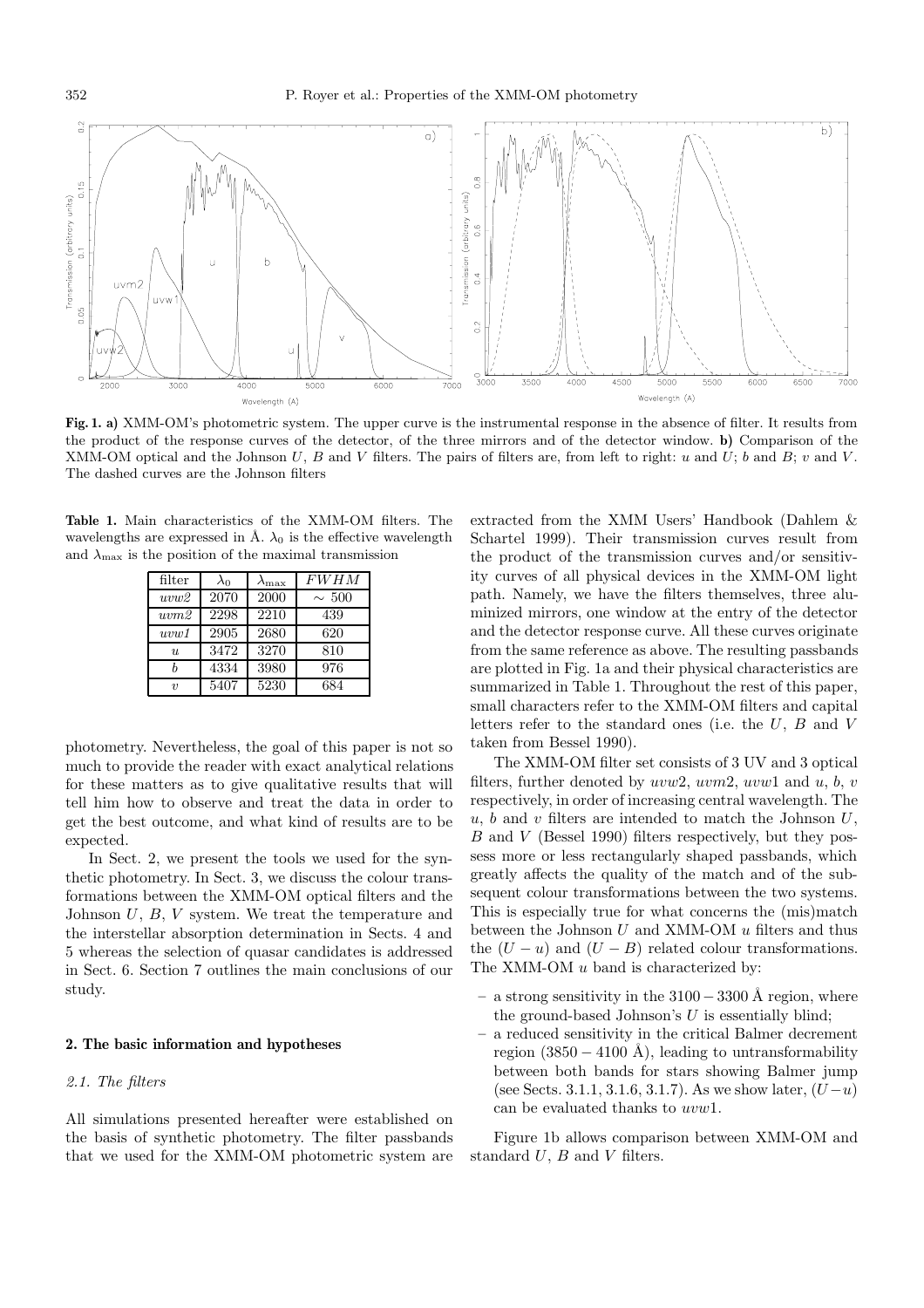**Fig. 1. a)** XMM-OM's photometric system. The upper curve is the instrumental response in the absence of filter. It results from the product of the response curves of the detector, of the three mirrors and of the detector window. **b)** Comparison of the XMM-OM optical and the Johnson $U$, $B$ and $V$ filters. The pairs of filters are, from left to right: $u$ and $U$; $b$ and $B$; $v$ and $V$. The dashed curves are the Johnson filters

**Table 1.** Main characteristics of the XMM-OM filters. The wavelengths are expressed in Å. $\lambda_0$ is the effective wavelength and $\lambda_{\max}$ is the position of the maximal transmission

| filter | $\lambda_0$ | $\lambda_{\max}$ | $FWHM$ |
|---|---|---|---|
| *uvw2* | 2070 | 2000 | $\sim$ 500 |
| *uvm2* | 2298 | 2210 | 439 |
| *uvw1* | 2905 | 2680 | 620 |
| $u$ | 3472 | 3270 | 810 |
| $b$ | 4334 | 3980 | 976 |
| $v$ | 5407 | 5230 | 684 |

photometry. Nevertheless, the goal of this paper is not so much to provide the reader with exact analytical relations for these matters as to give qualitative results that will tell him how to observe and treat the data in order to get the best outcome, and what kind of results are to be expected.

In Sect. 2, we present the tools we used for the synthetic photometry. In Sect. 3, we discuss the colour transformations between the XMM-OM optical filters and the Johnson $U$, $B$, $V$ system. We treat the temperature and the interstellar absorption determination in Sects. 4 and 5 whereas the selection of quasar candidates is addressed in Sect. 6. Section 7 outlines the main conclusions of our study.

## 2. The basic information and hypotheses

### 2.1. The filters

All simulations presented hereafter were established on the basis of synthetic photometry. The filter passbands that we used for the XMM-OM photometric system are extracted from the XMM Users' Handbook (Dahlem & Schartel 1999). Their transmission curves result from the product of the transmission curves and/or sensitivity curves of all physical devices in the XMM-OM light path. Namely, we have the filters themselves, three aluminized mirrors, one window at the entry of the detector and the detector response curve. All these curves originate from the same reference as above. The resulting passbands are plotted in Fig. 1a and their physical characteristics are summarized in Table 1. Throughout the rest of this paper, small characters refer to the XMM-OM filters and capital letters refer to the standard ones (i.e. the $U$, $B$ and $V$ taken from Bessel 1990).

The XMM-OM filter set consists of 3 UV and 3 optical filters, further denoted by $uvw2$, $uvm2$, $uvw1$ and $u$, $b$, $v$ respectively, in order of increasing central wavelength. The $u$, $b$ and $v$ filters are intended to match the Johnson $U$, $B$ and $V$ (Bessel 1990) filters respectively, but they possess more or less rectangularly shaped passbands, which greatly affects the quality of the match and of the subsequent colour transformations between the two systems. This is especially true for what concerns the (mis)match between the Johnson $U$ and XMM-OM $u$ filters and thus the $(U-u)$ and $(U-B)$ related colour transformations. The XMM-OM $u$ band is characterized by:

- a strong sensitivity in the $3100-3300$ Å region, where the ground-based Johnson's $U$ is essentially blind;
- a reduced sensitivity in the critical Balmer decrement region ($3850-4100$ Å), leading to untransformability between both bands for stars showing Balmer jump (see Sects. 3.1.1, 3.1.6, 3.1.7). As we show later, $(U-u)$ can be evaluated thanks to $uvw1$.

Figure 1b allows comparison between XMM-OM and standard $U$, $B$ and $V$ filters.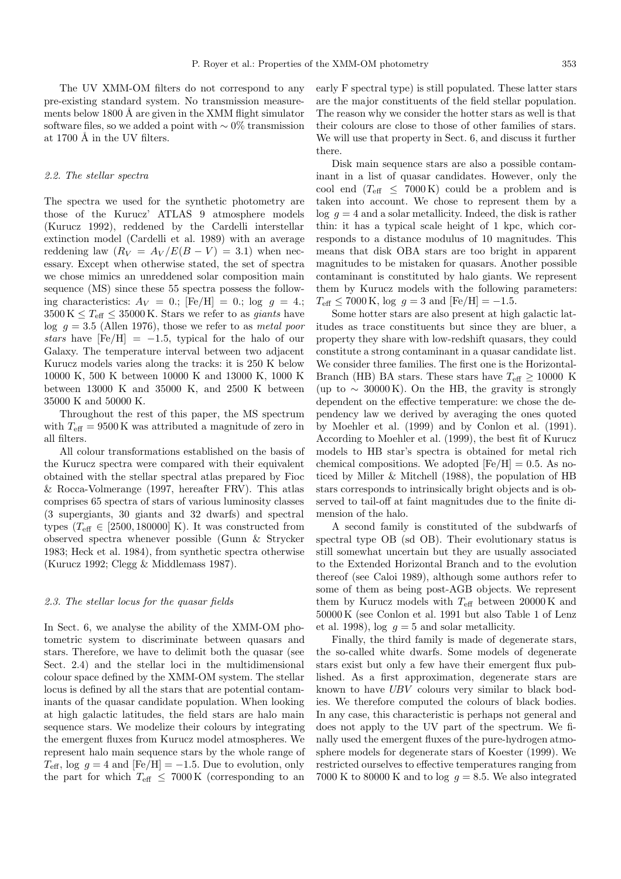The UV XMM-OM filters do not correspond to any pre-existing standard system. No transmission measurements below 1800 Å are given in the XMM flight simulator software files, so we added a point with $\sim 0\%$ transmission at 1700 Å in the UV filters.

### 2.2. The stellar spectra

The spectra we used for the synthetic photometry are those of the Kurucz' ATLAS 9 atmosphere models (Kurucz 1992), reddened by the Cardelli interstellar extinction model (Cardelli et al. 1989) with an average reddening law ($R_V = A_V/E(B-V) = 3.1$) when necessary. Except when otherwise stated, the set of spectra we chose mimics an unreddened solar composition main sequence (MS) since these 55 spectra possess the following characteristics: $A_V = 0.$; [Fe/H] = 0.; $\log\ g = 4.$; $3500\,\mathrm{K} \leq T_{\mathrm{eff}} \leq 35000\,\mathrm{K}$. Stars we refer to as *giants* have $\log\ g = 3.5$ (Allen 1976), those we refer to as *metal poor stars* have [Fe/H] $= -1.5$, typical for the halo of our Galaxy. The temperature interval between two adjacent Kurucz models varies along the tracks: it is 250 K below 10000 K, 500 K between 10000 K and 13000 K, 1000 K between 13000 K and 35000 K, and 2500 K between 35000 K and 50000 K.

Throughout the rest of this paper, the MS spectrum with $T_{\mathrm{eff}} = 9500\,\mathrm{K}$ was attributed a magnitude of zero in all filters.

All colour transformations established on the basis of the Kurucz spectra were compared with their equivalent obtained with the stellar spectral atlas prepared by Fioc & Rocca-Volmerange (1997, hereafter FRV). This atlas comprises 65 spectra of stars of various luminosity classes (3 supergiants, 30 giants and 32 dwarfs) and spectral types ($T_{\mathrm{eff}} \in [2500, 180000]$ K). It was constructed from observed spectra whenever possible (Gunn & Strycker 1983; Heck et al. 1984), from synthetic spectra otherwise (Kurucz 1992; Clegg & Middlemass 1987).

### 2.3. The stellar locus for the quasar fields

In Sect. 6, we analyse the ability of the XMM-OM photometric system to discriminate between quasars and stars. Therefore, we have to delimit both the quasar (see Sect. 2.4) and the stellar loci in the multidimensional colour space defined by the XMM-OM system. The stellar locus is defined by all the stars that are potential contaminants of the quasar candidate population. When looking at high galactic latitudes, the field stars are halo main sequence stars. We modelize their colours by integrating the emergent fluxes from Kurucz model atmospheres. We represent halo main sequence stars by the whole range of $T_{\mathrm{eff}}$, $\log\ g = 4$ and [Fe/H] $= -1.5$. Due to evolution, only the part for which $T_{\mathrm{eff}} \leq 7000\,\mathrm{K}$ (corresponding to an early F spectral type) is still populated. These latter stars are the major constituents of the field stellar population. The reason why we consider the hotter stars as well is that their colours are close to those of other families of stars. We will use that property in Sect. 6, and discuss it further there.

Disk main sequence stars are also a possible contaminant in a list of quasar candidates. However, only the cool end ($T_{\mathrm{eff}} \leq 7000\,\mathrm{K}$) could be a problem and is taken into account. We chose to represent them by a $\log\ g = 4$ and a solar metallicity. Indeed, the disk is rather thin: it has a typical scale height of 1 kpc, which corresponds to a distance modulus of 10 magnitudes. This means that disk OBA stars are too bright in apparent magnitudes to be mistaken for quasars. Another possible contaminant is constituted by halo giants. We represent them by Kurucz models with the following parameters: $T_{\mathrm{eff}} \leq 7000\,\mathrm{K}$, $\log\ g = 3$ and [Fe/H] $= -1.5$.

Some hotter stars are also present at high galactic latitudes as trace constituents but since they are bluer, a property they share with low-redshift quasars, they could constitute a strong contaminant in a quasar candidate list. We consider three families. The first one is the Horizontal-Branch (HB) BA stars. These stars have $T_{\mathrm{eff}} \geq 10000$ K (up to $\sim 30000\,\mathrm{K}$). On the HB, the gravity is strongly dependent on the effective temperature: we chose the dependency law we derived by averaging the ones quoted by Moehler et al. (1999) and by Conlon et al. (1991). According to Moehler et al. (1999), the best fit of Kurucz models to HB star's spectra is obtained for metal rich chemical compositions. We adopted [Fe/H] $= 0.5$. As noticed by Miller & Mitchell (1988), the population of HB stars corresponds to intrinsically bright objects and is observed to tail-off at faint magnitudes due to the finite dimension of the halo.

A second family is constituted of the subdwarfs of spectral type OB (sd OB). Their evolutionary status is still somewhat uncertain but they are usually associated to the Extended Horizontal Branch and to the evolution thereof (see Caloi 1989), although some authors refer to some of them as being post-AGB objects. We represent them by Kurucz models with $T_{\mathrm{eff}}$ between 20000 K and 50000 K (see Conlon et al. 1991 but also Table 1 of Lenz et al. 1998), $\log\ g = 5$ and solar metallicity.

Finally, the third family is made of degenerate stars, the so-called white dwarfs. Some models of degenerate stars exist but only a few have their emergent flux published. As a first approximation, degenerate stars are known to have *UBV* colours very similar to black bodies. We therefore computed the colours of black bodies. In any case, this characteristic is perhaps not general and does not apply to the UV part of the spectrum. We finally used the emergent fluxes of the pure-hydrogen atmosphere models for degenerate stars of Koester (1999). We restricted ourselves to effective temperatures ranging from 7000 K to 80000 K and to $\log\ g = 8.5$. We also integrated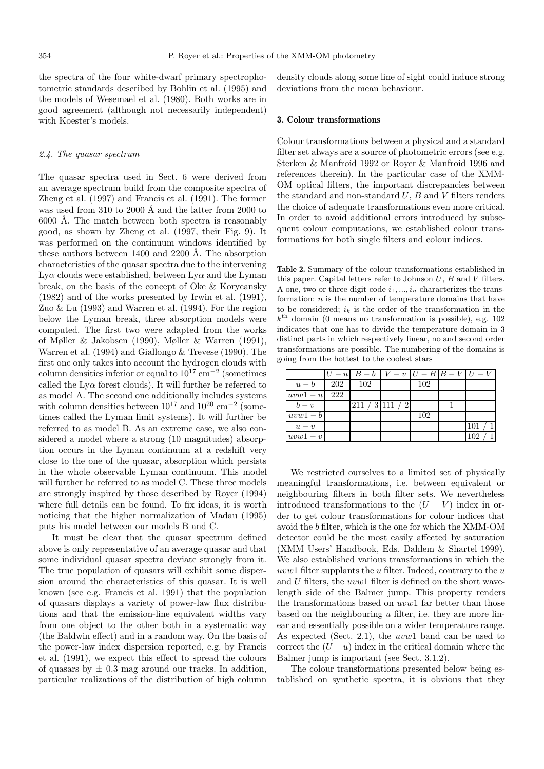the spectra of the four white-dwarf primary spectrophotometric standards described by Bohlin et al. (1995) and the models of Wesemael et al. (1980). Both works are in good agreement (although not necessarily independent) with Koester's models.

### 2.4. The quasar spectrum

The quasar spectra used in Sect. 6 were derived from an average spectrum build from the composite spectra of Zheng et al. (1997) and Francis et al. (1991). The former was used from 310 to 2000 Å and the latter from 2000 to 6000 Å. The match between both spectra is reasonably good, as shown by Zheng et al. (1997, their Fig. 9). It was performed on the continuum windows identified by these authors between 1400 and 2200 Å. The absorption characteristics of the quasar spectra due to the intervening Ly$\alpha$ clouds were established, between Ly$\alpha$ and the Lyman break, on the basis of the concept of Oke & Korycansky (1982) and of the works presented by Irwin et al. (1991), Zuo & Lu (1993) and Warren et al. (1994). For the region below the Lyman break, three absorption models were computed. The first two were adapted from the works of Møller & Jakobsen (1990), Møller & Warren (1991), Warren et al. (1994) and Giallongo & Trevese (1990). The first one only takes into account the hydrogen clouds with column densities inferior or equal to $10^{17}$ cm$^{-2}$ (sometimes called the Ly$\alpha$ forest clouds). It will further be referred to as model A. The second one additionally includes systems with column densities between $10^{17}$ and $10^{20}$ cm$^{-2}$ (sometimes called the Lyman limit systems). It will further be referred to as model B. As an extreme case, we also considered a model where a strong (10 magnitudes) absorption occurs in the Lyman continuum at a redshift very close to the one of the quasar, absorption which persists in the whole observable Lyman continuum. This model will further be referred to as model C. These three models are strongly inspired by those described by Royer (1994) where full details can be found. To fix ideas, it is worth noticing that the higher normalization of Madau (1995) puts his model between our models B and C.

It must be clear that the quasar spectrum defined above is only representative of an average quasar and that some individual quasar spectra deviate strongly from it. The true population of quasars will exhibit some dispersion around the characteristics of this quasar. It is well known (see e.g. Francis et al. 1991) that the population of quasars displays a variety of power-law flux distributions and that the emission-line equivalent widths vary from one object to the other both in a systematic way (the Baldwin effect) and in a random way. On the basis of the power-law index dispersion reported, e.g. by Francis et al. (1991), we expect this effect to spread the colours of quasars by ± 0.3 mag around our tracks. In addition, particular realizations of the distribution of high column density clouds along some line of sight could induce strong deviations from the mean behaviour.

## 3. Colour transformations

Colour transformations between a physical and a standard filter set always are a source of photometric errors (see e.g. Sterken & Manfroid 1992 or Royer & Manfroid 1996 and references therein). In the particular case of the XMM-OM optical filters, the important discrepancies between the standard and non-standard $U$, $B$ and $V$ filters renders the choice of adequate transformations even more critical. In order to avoid additional errors introduced by subsequent colour computations, we established colour transformations for both single filters and colour indices.

**Table 2.** Summary of the colour transformations established in this paper. Capital letters refer to Johnson $U$, $B$ and $V$ filters. A one, two or three digit code $i_1, ..., i_n$ characterizes the transformation: $n$ is the number of temperature domains that have to be considered; $i_k$ is the order of the transformation in the $k^{\rm th}$ domain (0 means no transformation is possible), e.g. 102 indicates that one has to divide the temperature domain in 3 distinct parts in which respectively linear, no and second order transformations are possible. The numbering of the domains is going from the hottest to the coolest stars

| | $U-u$ | $B-b$ | $V-v$ | $U-B$ | $B-V$ | $U-V$ |
|---|---|---|---|---|---|---|
| $u-b$ | 202 | 102 | | 102 | | |
| $uvw1-u$ | 222 | | | | | |
| $b-v$ | | 211 / 3 | 111 / 2 | | 1 | |
| $uvw1-b$ | | | | 102 | | |
| $u-v$ | | | | | | 101 / 1 |
| $uvw1-v$ | | | | | | 102 / 1 |

We restricted ourselves to a limited set of physically meaningful transformations, i.e. between equivalent or neighbouring filters in both filter sets. We nevertheless introduced transformations to the $(U-V)$ index in order to get colour transformations for colour indices that avoid the $b$ filter, which is the one for which the XMM-OM detector could be the most easily affected by saturation (XMM Users' Handbook, Eds. Dahlem & Shartel 1999). We also established various transformations in which the $uvw1$ filter supplants the $u$ filter. Indeed, contrary to the $u$ and $U$ filters, the $uvw1$ filter is defined on the short wavelength side of the Balmer jump. This property renders the transformations based on $uvw1$ far better than those based on the neighbouring $u$ filter, i.e. they are more linear and essentially possible on a wider temperature range. As expected (Sect. 2.1), the $uvw1$ band can be used to correct the $(U-u)$ index in the critical domain where the Balmer jump is important (see Sect. 3.1.2).

The colour transformations presented below being established on synthetic spectra, it is obvious that they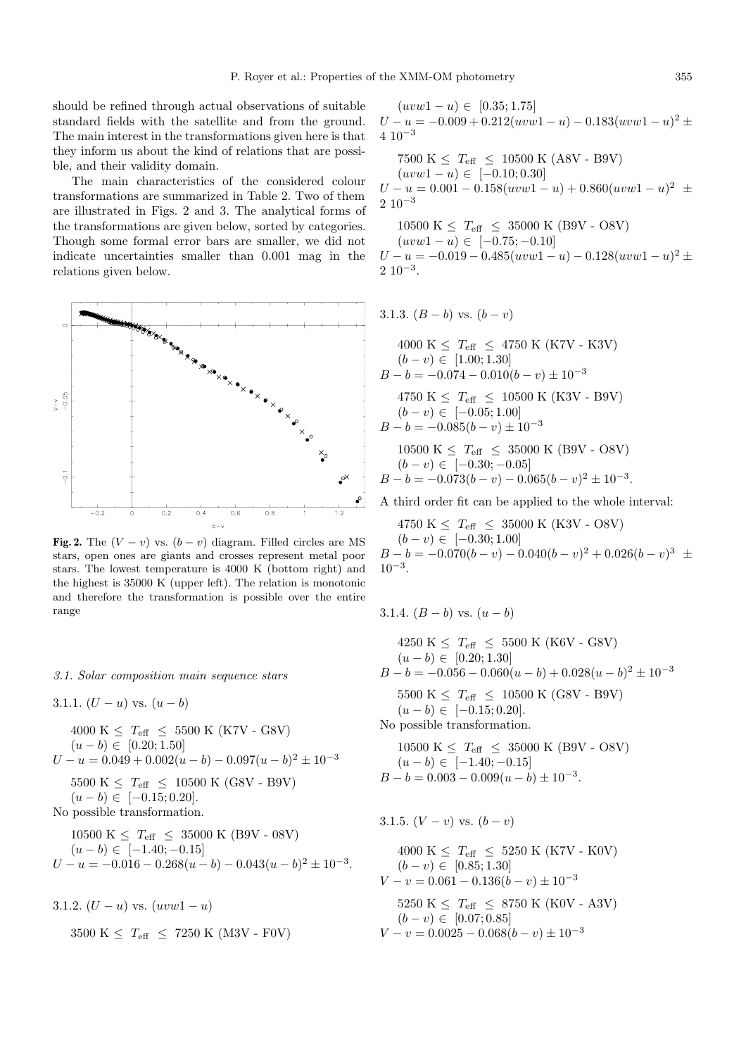should be refined through actual observations of suitable standard fields with the satellite and from the ground. The main interest in the transformations given here is that they inform us about the kind of relations that are possible, and their validity domain.

The main characteristics of the considered colour transformations are summarized in Table 2. Two of them are illustrated in Figs. 2 and 3. The analytical forms of the transformations are given below, sorted by categories. Though some formal error bars are smaller, we did not indicate uncertainties smaller than 0.001 mag in the relations given below.

**Fig. 2.** The $(V-v)$ vs. $(b-v)$ diagram. Filled circles are MS stars, open ones are giants and crosses represent metal poor stars. The lowest temperature is 4000 K (bottom right) and the highest is 35000 K (upper left). The relation is monotonic and therefore the transformation is possible over the entire range

### 3.1. Solar composition main sequence stars

#### 3.1.1. $(U-u)$ vs. $(u-b)$

4000 K $\leq T_{\rm eff} \leq$ 5500 K (K7V - G8V)
$(u-b) \in [0.20; 1.50]$
$U-u = 0.049 + 0.002(u-b) - 0.097(u-b)^2 \pm 10^{-3}$

5500 K $\leq T_{\rm eff} \leq$ 10500 K (G8V - B9V)
$(u-b) \in [-0.15; 0.20]$.
No possible transformation.

10500 K $\leq T_{\rm eff} \leq$ 35000 K (B9V - 08V)
$(u-b) \in [-1.40; -0.15]$
$U-u = -0.016 - 0.268(u-b) - 0.043(u-b)^2 \pm 10^{-3}$.

#### 3.1.2. $(U-u)$ vs. $(uvw1-u)$

3500 K $\leq T_{\rm eff} \leq$ 7250 K (M3V - F0V)
$(uvw1-u) \in [0.35; 1.75]$
$U-u = -0.009 + 0.212(uvw1-u) - 0.183(uvw1-u)^2 \pm 4\ 10^{-3}$

7500 K $\leq T_{\rm eff} \leq$ 10500 K (A8V - B9V)
$(uvw1-u) \in [-0.10; 0.30]$
$U-u = 0.001 - 0.158(uvw1-u) + 0.860(uvw1-u)^2 \pm 2\ 10^{-3}$

10500 K $\leq T_{\rm eff} \leq$ 35000 K (B9V - O8V)
$(uvw1-u) \in [-0.75; -0.10]$
$U-u = -0.019 - 0.485(uvw1-u) - 0.128(uvw1-u)^2 \pm 2\ 10^{-3}$.

#### 3.1.3. $(B-b)$ vs. $(b-v)$

4000 K $\leq T_{\rm eff} \leq$ 4750 K (K7V - K3V)
$(b-v) \in [1.00; 1.30]$
$B-b = -0.074 - 0.010(b-v) \pm 10^{-3}$

4750 K $\leq T_{\rm eff} \leq$ 10500 K (K3V - B9V)
$(b-v) \in [-0.05; 1.00]$
$B-b = -0.085(b-v) \pm 10^{-3}$

10500 K $\leq T_{\rm eff} \leq$ 35000 K (B9V - O8V)
$(b-v) \in [-0.30; -0.05]$
$B-b = -0.073(b-v) - 0.065(b-v)^2 \pm 10^{-3}$.

A third order fit can be applied to the whole interval:

4750 K $\leq T_{\rm eff} \leq$ 35000 K (K3V - O8V)
$(b-v) \in [-0.30; 1.00]$
$B-b = -0.070(b-v) - 0.040(b-v)^2 + 0.026(b-v)^3 \pm 10^{-3}$.

#### 3.1.4. $(B-b)$ vs. $(u-b)$

4250 K $\leq T_{\rm eff} \leq$ 5500 K (K6V - G8V)
$(u-b) \in [0.20; 1.30]$
$B-b = -0.056 - 0.060(u-b) + 0.028(u-b)^2 \pm 10^{-3}$

5500 K $\leq T_{\rm eff} \leq$ 10500 K (G8V - B9V)
$(u-b) \in [-0.15; 0.20]$.
No possible transformation.

10500 K $\leq T_{\rm eff} \leq$ 35000 K (B9V - O8V)
$(u-b) \in [-1.40; -0.15]$
$B-b = 0.003 - 0.009(u-b) \pm 10^{-3}$.

#### 3.1.5. $(V-v)$ vs. $(b-v)$

4000 K $\leq T_{\rm eff} \leq$ 5250 K (K7V - K0V)
$(b-v) \in [0.85; 1.30]$
$V-v = 0.061 - 0.136(b-v) \pm 10^{-3}$

5250 K $\leq T_{\rm eff} \leq$ 8750 K (K0V - A3V)
$(b-v) \in [0.07; 0.85]$
$V-v = 0.0025 - 0.068(b-v) \pm 10^{-3}$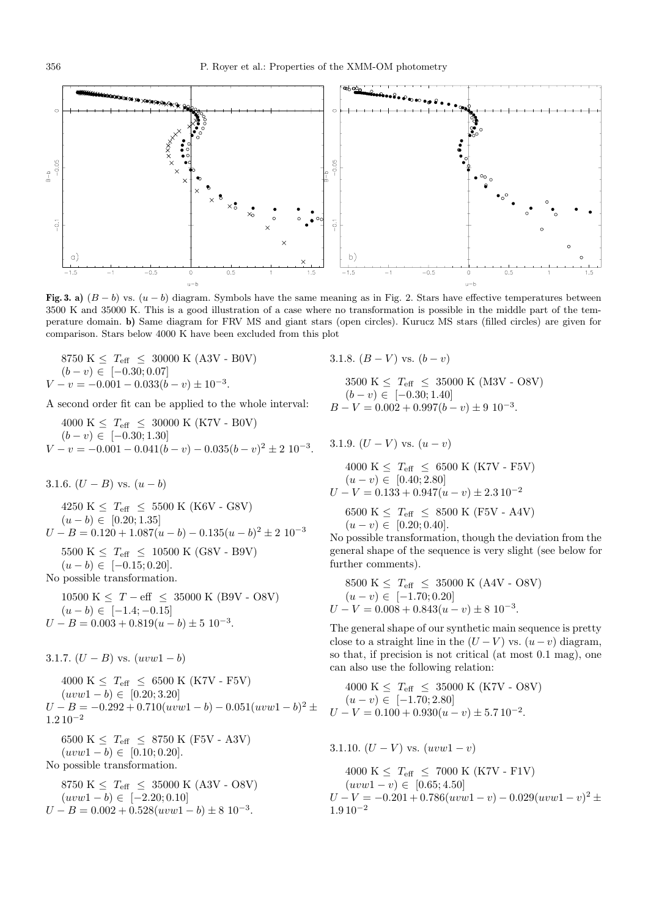**Fig. 3. a)** $(B-b)$ vs. $(u-b)$ diagram. Symbols have the same meaning as in Fig. 2. Stars have effective temperatures between 3500 K and 35000 K. This is a good illustration of a case where no transformation is possible in the middle part of the temperature domain. **b)** Same diagram for FRV MS and giant stars (open circles). Kurucz MS stars (filled circles) are given for comparison. Stars below 4000 K have been excluded from this plot

8750 K $\leq T_{\rm eff} \leq$ 30000 K (A3V - B0V)
$(b-v) \in [-0.30; 0.07]$
$V-v = -0.001 - 0.033(b-v) \pm 10^{-3}$.

A second order fit can be applied to the whole interval:

4000 K $\leq T_{\rm eff} \leq$ 30000 K (K7V - B0V)
$(b-v) \in [-0.30; 1.30]$
$V-v = -0.001 - 0.041(b-v) - 0.035(b-v)^2 \pm 2\ 10^{-3}$.

#### 3.1.6. $(U-B)$ vs. $(u-b)$

4250 K $\leq T_{\rm eff} \leq$ 5500 K (K6V - G8V)
$(u-b) \in [0.20; 1.35]$
$U-B = 0.120 + 1.087(u-b) - 0.135(u-b)^2 \pm 2\ 10^{-3}$

5500 K $\leq T_{\rm eff} \leq$ 10500 K (G8V - B9V)
$(u-b) \in [-0.15; 0.20]$.
No possible transformation.

10500 K $\leq T - {\rm eff} \leq$ 35000 K (B9V - O8V)
$(u-b) \in [-1.4; -0.15]$
$U-B = 0.003 + 0.819(u-b) \pm 5\ 10^{-3}$.

#### 3.1.7. $(U-B)$ vs. $(uvw1-b)$

4000 K $\leq T_{\rm eff} \leq$ 6500 K (K7V - F5V)
$(uvw1-b) \in [0.20; 3.20]$
$U-B = -0.292 + 0.710(uvw1-b) - 0.051(uvw1-b)^2 \pm 1.2\,10^{-2}$

6500 K $\leq T_{\rm eff} \leq$ 8750 K (F5V - A3V)
$(uvw1-b) \in [0.10; 0.20]$.
No possible transformation.

8750 K $\leq T_{\rm eff} \leq$ 35000 K (A3V - O8V)
$(uvw1-b) \in [-2.20; 0.10]$
$U-B = 0.002 + 0.528(uvw1-b) \pm 8\ 10^{-3}$.

#### 3.1.8. $(B-V)$ vs. $(b-v)$

3500 K $\leq T_{\rm eff} \leq$ 35000 K (M3V - O8V)
$(b-v) \in [-0.30; 1.40]$
$B-V = 0.002 + 0.997(b-v) \pm 9\ 10^{-3}$.

#### 3.1.9. $(U-V)$ vs. $(u-v)$

4000 K $\leq T_{\rm eff} \leq$ 6500 K (K7V - F5V)
$(u-v) \in [0.40; 2.80]$
$U-V = 0.133 + 0.947(u-v) \pm 2.3\,10^{-2}$

6500 K $\leq T_{\rm eff} \leq$ 8500 K (F5V - A4V)
$(u-v) \in [0.20; 0.40]$.
No possible transformation, though the deviation from the general shape of the sequence is very slight (see below for further comments).

8500 K $\leq T_{\rm eff} \leq$ 35000 K (A4V - O8V)
$(u-v) \in [-1.70; 0.20]$
$U-V = 0.008 + 0.843(u-v) \pm 8\ 10^{-3}$.

The general shape of our synthetic main sequence is pretty close to a straight line in the $(U-V)$ vs. $(u-v)$ diagram, so that, if precision is not critical (at most 0.1 mag), one can also use the following relation:

4000 K $\leq T_{\rm eff} \leq$ 35000 K (K7V - O8V)
$(u-v) \in [-1.70; 2.80]$
$U-V = 0.100 + 0.930(u-v) \pm 5.7\,10^{-2}$.

#### 3.1.10. $(U-V)$ vs. $(uvw1-v)$

4000 K $\leq T_{\rm eff} \leq$ 7000 K (K7V - F1V)
$(uvw1-v) \in [0.65; 4.50]$
$U-V = -0.201 + 0.786(uvw1-v) - 0.029(uvw1-v)^2 \pm 1.9\,10^{-2}$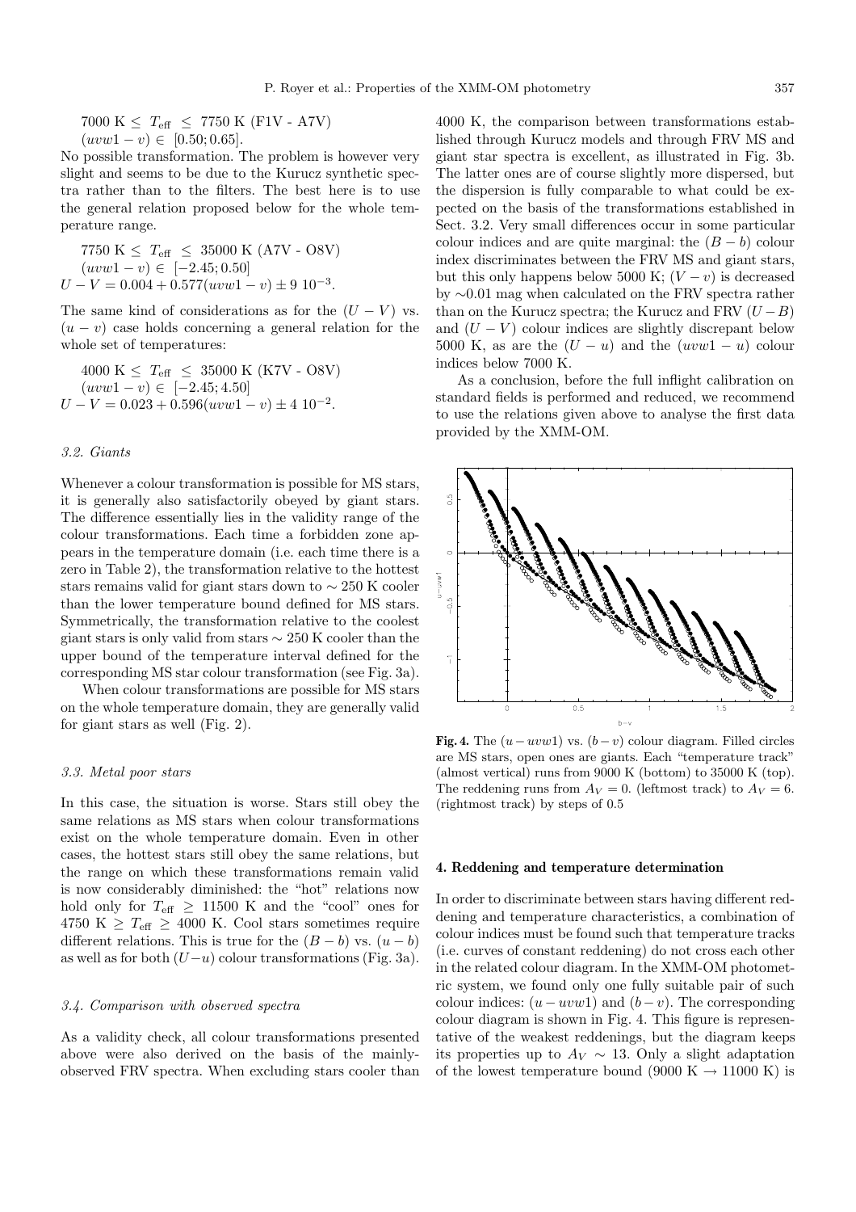$7000\ \mathrm{K} \leq T_{\mathrm{eff}} \leq 7750\ \mathrm{K}$ (F1V - A7V)
$(uvw1-v) \in [0.50; 0.65]$.

No possible transformation. The problem is however very slight and seems to be due to the Kurucz synthetic spectra rather than to the filters. The best here is to use the general relation proposed below for the whole temperature range.

$7750\ \mathrm{K} \leq T_{\mathrm{eff}} \leq 35000\ \mathrm{K}$ (A7V - O8V)
$(uvw1-v) \in [-2.45; 0.50]$
$U-V = 0.004 + 0.577(uvw1-v) \pm 9\ 10^{-3}$.

The same kind of considerations as for the $(U-V)$ vs. $(u-v)$ case holds concerning a general relation for the whole set of temperatures:

$4000\ \mathrm{K} \leq T_{\mathrm{eff}} \leq 35000\ \mathrm{K}$ (K7V - O8V)
$(uvw1-v) \in [-2.45; 4.50]$
$U-V = 0.023 + 0.596(uvw1-v) \pm 4\ 10^{-2}$.

### 3.2. Giants

Whenever a colour transformation is possible for MS stars, it is generally also satisfactorily obeyed by giant stars. The difference essentially lies in the validity range of the colour transformations. Each time a forbidden zone appears in the temperature domain (i.e. each time there is a zero in Table 2), the transformation relative to the hottest stars remains valid for giant stars down to $\sim 250$ K cooler than the lower temperature bound defined for MS stars. Symmetrically, the transformation relative to the coolest giant stars is only valid from stars $\sim 250$ K cooler than the upper bound of the temperature interval defined for the corresponding MS star colour transformation (see Fig. 3a).

When colour transformations are possible for MS stars on the whole temperature domain, they are generally valid for giant stars as well (Fig. 2).

### 3.3. Metal poor stars

In this case, the situation is worse. Stars still obey the same relations as MS stars when colour transformations exist on the whole temperature domain. Even in other cases, the hottest stars still obey the same relations, but the range on which these transformations remain valid is now considerably diminished: the "hot" relations now hold only for $T_{\mathrm{eff}} \geq 11500$ K and the "cool" ones for $4750\ \mathrm{K} \geq T_{\mathrm{eff}} \geq 4000$ K. Cool stars sometimes require different relations. This is true for the $(B-b)$ vs. $(u-b)$ as well as for both $(U-u)$ colour transformations (Fig. 3a).

### 3.4. Comparison with observed spectra

As a validity check, all colour transformations presented above were also derived on the basis of the mainly-observed FRV spectra. When excluding stars cooler than 4000 K, the comparison between transformations established through Kurucz models and through FRV MS and giant star spectra is excellent, as illustrated in Fig. 3b. The latter ones are of course slightly more dispersed, but the dispersion is fully comparable to what could be expected on the basis of the transformations established in Sect. 3.2. Very small differences occur in some particular colour indices and are quite marginal: the $(B-b)$ colour index discriminates between the FRV MS and giant stars, but this only happens below 5000 K; $(V-v)$ is decreased by $\sim$0.01 mag when calculated on the FRV spectra rather than on the Kurucz spectra; the Kurucz and FRV $(U-B)$ and $(U-V)$ colour indices are slightly discrepant below 5000 K, as are the $(U-u)$ and the $(uvw1-u)$ colour indices below 7000 K.

As a conclusion, before the full inflight calibration on standard fields is performed and reduced, we recommend to use the relations given above to analyse the first data provided by the XMM-OM.

**Fig. 4.** The $(u-uvw1)$ vs. $(b-v)$ colour diagram. Filled circles are MS stars, open ones are giants. Each "temperature track" (almost vertical) runs from 9000 K (bottom) to 35000 K (top). The reddening runs from $A_V = 0.$ (leftmost track) to $A_V = 6.$ (rightmost track) by steps of 0.5

## 4. Reddening and temperature determination

In order to discriminate between stars having different reddening and temperature characteristics, a combination of colour indices must be found such that temperature tracks (i.e. curves of constant reddening) do not cross each other in the related colour diagram. In the XMM-OM photometric system, we found only one fully suitable pair of such colour indices: $(u-uvw1)$ and $(b-v)$. The corresponding colour diagram is shown in Fig. 4. This figure is representative of the weakest reddenings, but the diagram keeps its properties up to $A_V \sim 13$. Only a slight adaptation of the lowest temperature bound (9000 K $\rightarrow$ 11000 K) is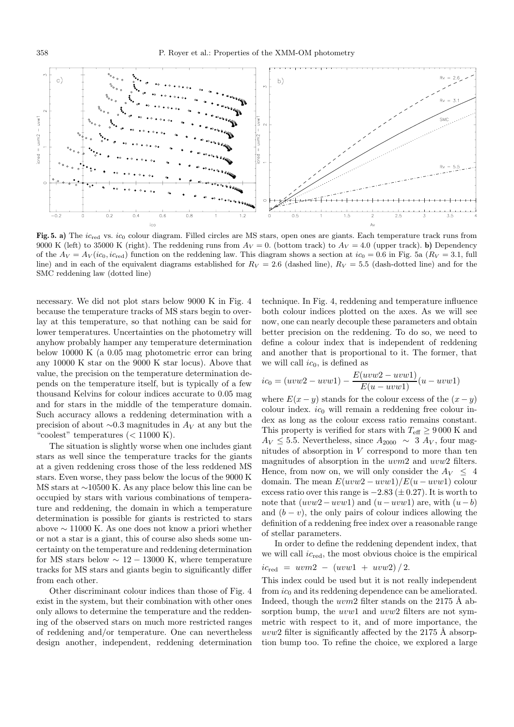**Fig. 5. a)** The $ic_{\rm red}$ vs. $ic_0$ colour diagram. Filled circles are MS stars, open ones are giants. Each temperature track runs from 9000 K (left) to 35000 K (right). The reddening runs from $A_V = 0.$ (bottom track) to $A_V = 4.0$ (upper track). **b)** Dependency of the $A_V = A_V(ic_0, ic_{\rm red})$ function on the reddening law. This diagram shows a section at $ic_0 = 0.6$ in Fig. 5a ($R_V = 3.1$, full line) and in each of the equivalent diagrams established for $R_V = 2.6$ (dashed line), $R_V = 5.5$ (dash-dotted line) and for the SMC reddening law (dotted line)

necessary. We did not plot stars below 9000 K in Fig. 4 because the temperature tracks of MS stars begin to overlay at this temperature, so that nothing can be said for lower temperatures. Uncertainties on the photometry will anyhow probably hamper any temperature determination below 10000 K (a 0.05 mag photometric error can bring any 10000 K star on the 9000 K star locus). Above that value, the precision on the temperature determination depends on the temperature itself, but is typically of a few thousand Kelvins for colour indices accurate to 0.05 mag and for stars in the middle of the temperature domain. Such accuracy allows a reddening determination with a precision of about ∼0.3 magnitudes in $A_V$ at any but the "coolest" temperatures (< 11000 K).

The situation is slightly worse when one includes giant stars as well since the temperature tracks for the giants at a given reddening cross those of the less reddened MS stars. Even worse, they pass below the locus of the 9000 K MS stars at ∼10500 K. As any place below this line can be occupied by stars with various combinations of temperature and reddening, the domain in which a temperature determination is possible for giants is restricted to stars above ∼ 11000 K. As one does not know a priori whether or not a star is a giant, this of course also sheds some uncertainty on the temperature and reddening determination for MS stars below ∼ 12 − 13000 K, where temperature tracks for MS stars and giants begin to significantly differ from each other.

Other discriminant colour indices than those of Fig. 4 exist in the system, but their combination with other ones only allows to determine the temperature and the reddening of the observed stars on much more restricted ranges of reddening and/or temperature. One can nevertheless design another, independent, reddening determination technique. In Fig. 4, reddening and temperature influence both colour indices plotted on the axes. As we will see now, one can nearly decouple these parameters and obtain better precision on the reddening. To do so, we need to define a colour index that is independent of reddening and another that is proportional to it. The former, that we will call $ic_0$, is defined as

$$ic_0 = (uvw2 - uvw1) - \frac{E(uvw2 - uvw1)}{E(u - uvw1)}(u - uvw1)$$

where $E(x-y)$ stands for the colour excess of the $(x-y)$ colour index. $ic_0$ will remain a reddening free colour index as long as the colour excess ratio remains constant. This property is verified for stars with $T_{\rm eff} \geq 9\,000$ K and $A_V \leq 5.5$. Nevertheless, since $A_{2000} \sim 3\ A_V$, four magnitudes of absorption in $V$ correspond to more than ten magnitudes of absorption in the $uvm2$ and $uvw2$ filters. Hence, from now on, we will only consider the $A_V \leq 4$ domain. The mean $E(uvw2 - uvw1)/E(u - uvw1)$ colour excess ratio over this range is $-2.83\ (\pm\, 0.27)$. It is worth to note that $(uvw2 - uvw1)$ and $(u - uvw1)$ are, with $(u - b)$ and $(b - v)$, the only pairs of colour indices allowing the definition of a reddening free index over a reasonable range of stellar parameters.

In order to define the reddening dependent index, that we will call $ic_{\rm red}$, the most obvious choice is the empirical

$$ic_{\rm red} = uvm2 - (uvw1 + uvw2)/2.$$

This index could be used but it is not really independent from $ic_0$ and its reddening dependence can be ameliorated. Indeed, though the $uvm2$ filter stands on the 2175 Å absorption bump, the $uvw1$ and $uvw2$ filters are not symmetric with respect to it, and of more importance, the $uvw2$ filter is significantly affected by the 2175 Å absorption bump too. To refine the choice, we explored a large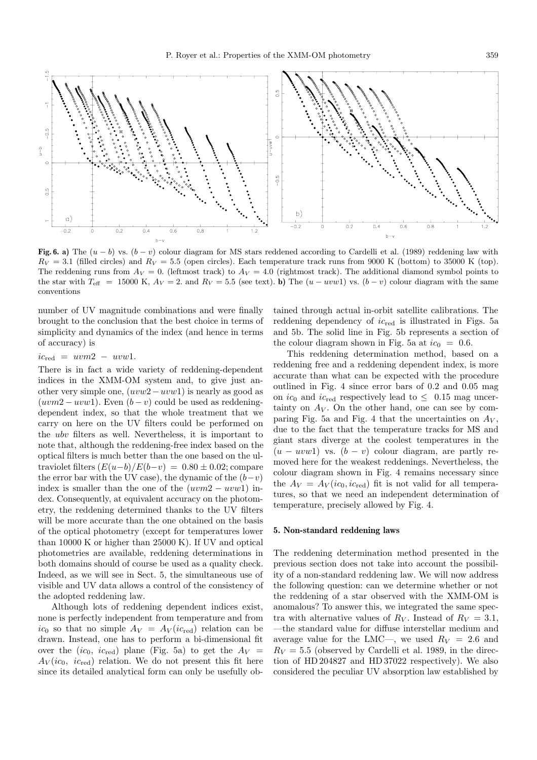**Fig. 6. a)** The $(u-b)$ vs. $(b-v)$ colour diagram for MS stars reddened according to Cardelli et al. (1989) reddening law with $R_V = 3.1$ (filled circles) and $R_V = 5.5$ (open circles). Each temperature track runs from 9000 K (bottom) to 35000 K (top). The reddening runs from $A_V = 0.$ (leftmost track) to $A_V = 4.0$ (rightmost track). The additional diamond symbol points to the star with $T_{\rm eff} = 15000$ K, $A_V = 2.$ and $R_V = 5.5$ (see text). **b)** The $(u - uvw1)$ vs. $(b-v)$ colour diagram with the same conventions

number of UV magnitude combinations and were finally brought to the conclusion that the best choice in terms of simplicity and dynamics of the index (and hence in terms of accuracy) is

$$ic_{\rm red} = uvm2 - uvw1.$$

There is in fact a wide variety of reddening-dependent indices in the XMM-OM system and, to give just another very simple one, $(uvw2 - uvw1)$ is nearly as good as $(uvm2 - uvw1)$. Even $(b-v)$ could be used as reddening-dependent index, so that the whole treatment that we carry on here on the UV filters could be performed on the *ubv* filters as well. Nevertheless, it is important to note that, although the reddening-free index based on the optical filters is much better than the one based on the ultraviolet filters ($E(u-b)/E(b-v) = 0.80 \pm 0.02$; compare the error bar with the UV case), the dynamic of the $(b-v)$ index is smaller than the one of the $(uvm2 - uvw1)$ index. Consequently, at equivalent accuracy on the photometry, the reddening determined thanks to the UV filters will be more accurate than the one obtained on the basis of the optical photometry (except for temperatures lower than 10000 K or higher than 25000 K). If UV and optical photometries are available, reddening determinations in both domains should of course be used as a quality check. Indeed, as we will see in Sect. 5, the simultaneous use of visible and UV data allows a control of the consistency of the adopted reddening law.

Although lots of reddening dependent indices exist, none is perfectly independent from temperature and from $ic_0$ so that no simple $A_V = A_V(ic_{\rm red})$ relation can be drawn. Instead, one has to perform a bi-dimensional fit over the $(ic_0,\ ic_{\rm red})$ plane (Fig. 5a) to get the $A_V = A_V(ic_0,\ ic_{\rm red})$ relation. We do not present this fit here since its detailed analytical form can only be usefully obtained through actual in-orbit satellite calibrations. The reddening dependency of $ic_{\rm red}$ is illustrated in Figs. 5a and 5b. The solid line in Fig. 5b represents a section of the colour diagram shown in Fig. 5a at $ic_0 = 0.6$.

This reddening determination method, based on a reddening free and a reddening dependent index, is more accurate than what can be expected with the procedure outlined in Fig. 4 since error bars of 0.2 and 0.05 mag on $ic_0$ and $ic_{\rm red}$ respectively lead to $\leq$ 0.15 mag uncertainty on $A_V$. On the other hand, one can see by comparing Fig. 5a and Fig. 4 that the uncertainties on $A_V$, due to the fact that the temperature tracks for MS and giant stars diverge at the coolest temperatures in the $(u - uvw1)$ vs. $(b-v)$ colour diagram, are partly removed here for the weakest reddenings. Nevertheless, the colour diagram shown in Fig. 4 remains necessary since the $A_V = A_V(ic_0, ic_{\rm red})$ fit is not valid for all temperatures, so that we need an independent determination of temperature, precisely allowed by Fig. 4.

## 5. Non-standard reddening laws

The reddening determination method presented in the previous section does not take into account the possibility of a non-standard reddening law. We will now address the following question: can we determine whether or not the reddening of a star observed with the XMM-OM is anomalous? To answer this, we integrated the same spectra with alternative values of $R_V$. Instead of $R_V = 3.1$, —the standard value for diffuse interstellar medium and average value for the LMC—, we used $R_V = 2.6$ and $R_V = 5.5$ (observed by Cardelli et al. 1989, in the direction of HD 204827 and HD 37022 respectively). We also considered the peculiar UV absorption law established by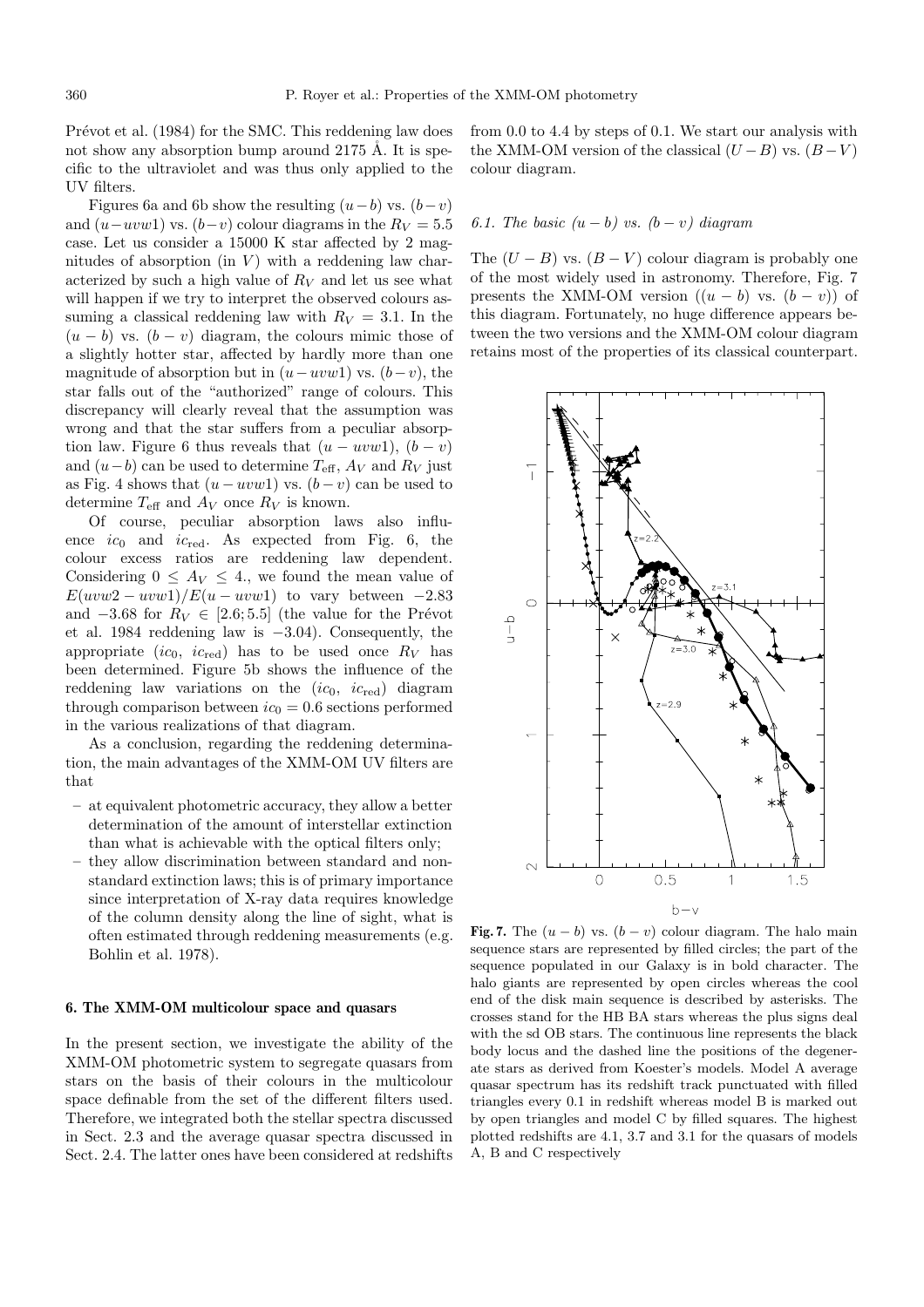Prévot et al. (1984) for the SMC. This reddening law does not show any absorption bump around 2175 Å. It is specific to the ultraviolet and was thus only applied to the UV filters.

Figures 6a and 6b show the resulting $(u-b)$ vs. $(b-v)$ and $(u-uvw1)$ vs. $(b-v)$ colour diagrams in the $R_V = 5.5$ case. Let us consider a 15000 K star affected by 2 magnitudes of absorption (in $V$) with a reddening law characterized by such a high value of $R_V$ and let us see what will happen if we try to interpret the observed colours assuming a classical reddening law with $R_V = 3.1$. In the $(u-b)$ vs. $(b-v)$ diagram, the colours mimic those of a slightly hotter star, affected by hardly more than one magnitude of absorption but in $(u-uvw1)$ vs. $(b-v)$, the star falls out of the "authorized" range of colours. This discrepancy will clearly reveal that the assumption was wrong and that the star suffers from a peculiar absorption law. Figure 6 thus reveals that $(u-uvw1)$, $(b-v)$ and $(u-b)$ can be used to determine $T_{\rm eff}$, $A_V$ and $R_V$ just as Fig. 4 shows that $(u-uvw1)$ vs. $(b-v)$ can be used to determine $T_{\rm eff}$ and $A_V$ once $R_V$ is known.

Of course, peculiar absorption laws also influence $ic_0$ and $ic_{\rm red}$. As expected from Fig. 6, the colour excess ratios are reddening law dependent. Considering $0 \le A_V \le 4.$, we found the mean value of $E(uvw2-uvw1)/E(u-uvw1)$ to vary between $-2.83$ and $-3.68$ for $R_V \in [2.6; 5.5]$ (the value for the Prévot et al. 1984 reddening law is $-3.04$). Consequently, the appropriate ($ic_0$, $ic_{\rm red}$) has to be used once $R_V$ has been determined. Figure 5b shows the influence of the reddening law variations on the ($ic_0$, $ic_{\rm red}$) diagram through comparison between $ic_0 = 0.6$ sections performed in the various realizations of that diagram.

As a conclusion, regarding the reddening determination, the main advantages of the XMM-OM UV filters are that

- at equivalent photometric accuracy, they allow a better determination of the amount of interstellar extinction than what is achievable with the optical filters only;
- they allow discrimination between standard and non-standard extinction laws; this is of primary importance since interpretation of X-ray data requires knowledge of the column density along the line of sight, what is often estimated through reddening measurements (e.g. Bohlin et al. 1978).

## 6. The XMM-OM multicolour space and quasars

In the present section, we investigate the ability of the XMM-OM photometric system to segregate quasars from stars on the basis of their colours in the multicolour space definable from the set of the different filters used. Therefore, we integrated both the stellar spectra discussed in Sect. 2.3 and the average quasar spectra discussed in Sect. 2.4. The latter ones have been considered at redshifts from 0.0 to 4.4 by steps of 0.1. We start our analysis with the XMM-OM version of the classical $(U-B)$ vs. $(B-V)$ colour diagram.

### 6.1. The basic $(u-b)$ vs. $(b-v)$ diagram

The $(U-B)$ vs. $(B-V)$ colour diagram is probably one of the most widely used in astronomy. Therefore, Fig. 7 presents the XMM-OM version ($(u-b)$ vs. $(b-v)$) of this diagram. Fortunately, no huge difference appears between the two versions and the XMM-OM colour diagram retains most of the properties of its classical counterpart.

**Fig. 7.** The $(u-b)$ vs. $(b-v)$ colour diagram. The halo main sequence stars are represented by filled circles; the part of the sequence populated in our Galaxy is in bold character. The halo giants are represented by open circles whereas the cool end of the disk main sequence is described by asterisks. The crosses stand for the HB BA stars whereas the plus signs deal with the sd OB stars. The continuous line represents the black body locus and the dashed line the positions of the degenerate stars as derived from Koester's models. Model A average quasar spectrum has its redshift track punctuated with filled triangles every 0.1 in redshift whereas model B is marked out by open triangles and model C by filled squares. The highest plotted redshifts are 4.1, 3.7 and 3.1 for the quasars of models A, B and C respectively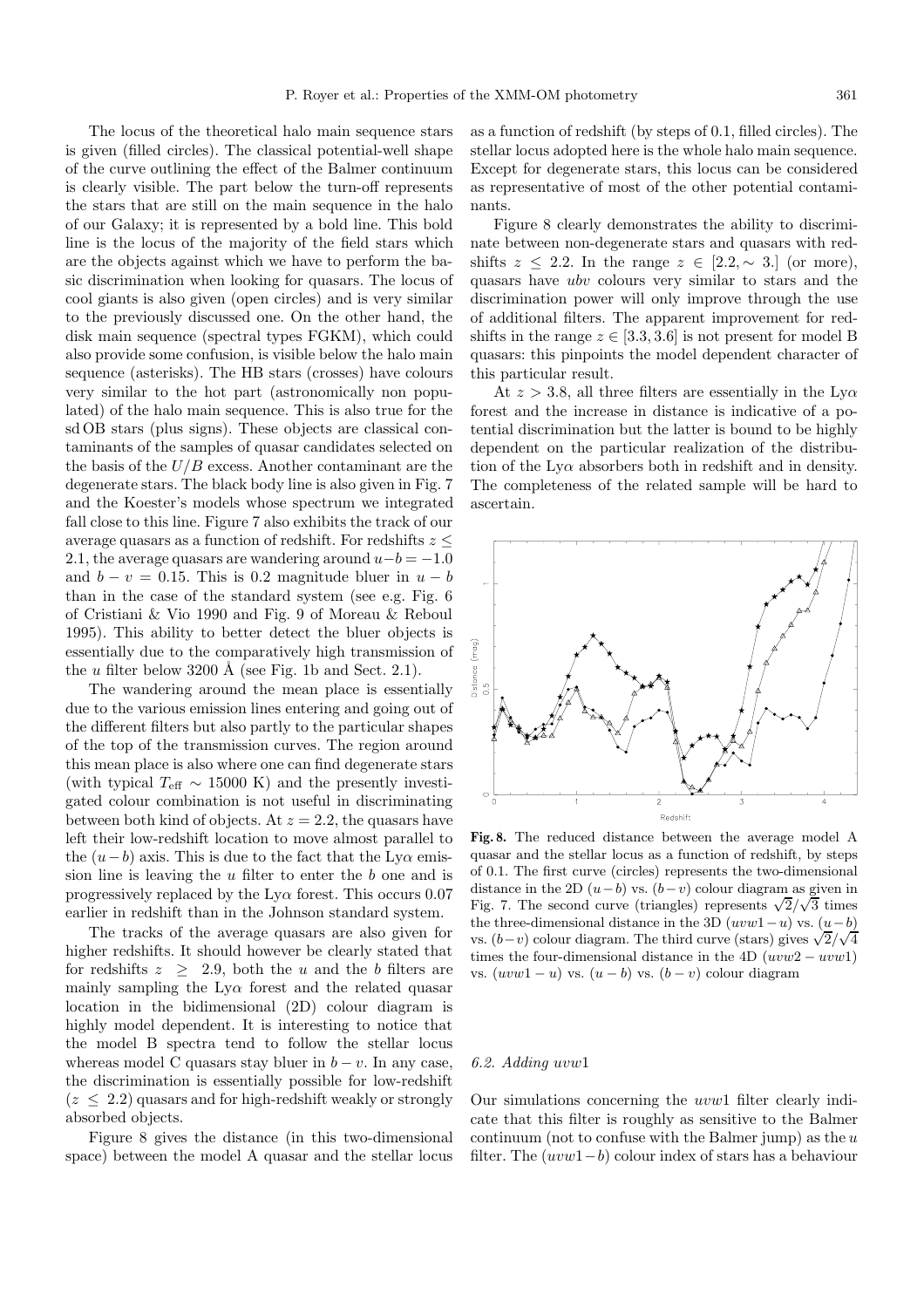The locus of the theoretical halo main sequence stars is given (filled circles). The classical potential-well shape of the curve outlining the effect of the Balmer continuum is clearly visible. The part below the turn-off represents the stars that are still on the main sequence in the halo of our Galaxy; it is represented by a bold line. This bold line is the locus of the majority of the field stars which are the objects against which we have to perform the basic discrimination when looking for quasars. The locus of cool giants is also given (open circles) and is very similar to the previously discussed one. On the other hand, the disk main sequence (spectral types FGKM), which could also provide some confusion, is visible below the halo main sequence (asterisks). The HB stars (crosses) have colours very similar to the hot part (astronomically non populated) of the halo main sequence. This is also true for the sd OB stars (plus signs). These objects are classical contaminants of the samples of quasar candidates selected on the basis of the $U/B$ excess. Another contaminant are the degenerate stars. The black body line is also given in Fig. 7 and the Koester's models whose spectrum we integrated fall close to this line. Figure 7 also exhibits the track of our average quasars as a function of redshift. For redshifts $z \leq 2.1$, the average quasars are wandering around $u-b = -1.0$ and $b - v = 0.15$. This is 0.2 magnitude bluer in $u - b$ than in the case of the standard system (see e.g. Fig. 6 of Cristiani & Vio 1990 and Fig. 9 of Moreau & Reboul 1995). This ability to better detect the bluer objects is essentially due to the comparatively high transmission of the $u$ filter below 3200 Å (see Fig. 1b and Sect. 2.1).

The wandering around the mean place is essentially due to the various emission lines entering and going out of the different filters but also partly to the particular shapes of the top of the transmission curves. The region around this mean place is also where one can find degenerate stars (with typical $T_{\rm eff} \sim 15000$ K) and the presently investigated colour combination is not useful in discriminating between both kind of objects. At $z = 2.2$, the quasars have left their low-redshift location to move almost parallel to the $(u-b)$ axis. This is due to the fact that the Ly$\alpha$ emission line is leaving the $u$ filter to enter the $b$ one and is progressively replaced by the Ly$\alpha$ forest. This occurs 0.07 earlier in redshift than in the Johnson standard system.

The tracks of the average quasars are also given for higher redshifts. It should however be clearly stated that for redshifts $z \geq 2.9$, both the $u$ and the $b$ filters are mainly sampling the Ly$\alpha$ forest and the related quasar location in the bidimensional (2D) colour diagram is highly model dependent. It is interesting to notice that the model B spectra tend to follow the stellar locus whereas model C quasars stay bluer in $b - v$. In any case, the discrimination is essentially possible for low-redshift ($z \leq 2.2$) quasars and for high-redshift weakly or strongly absorbed objects.

Figure 8 gives the distance (in this two-dimensional space) between the model A quasar and the stellar locus as a function of redshift (by steps of 0.1, filled circles). The stellar locus adopted here is the whole halo main sequence. Except for degenerate stars, this locus can be considered as representative of most of the other potential contaminants.

Figure 8 clearly demonstrates the ability to discriminate between non-degenerate stars and quasars with redshifts $z \leq 2.2$. In the range $z \in [2.2, \sim 3.]$ (or more), quasars have *ubv* colours very similar to stars and the discrimination power will only improve through the use of additional filters. The apparent improvement for redshifts in the range $z \in [3.3, 3.6]$ is not present for model B quasars: this pinpoints the model dependent character of this particular result.

At $z > 3.8$, all three filters are essentially in the Ly$\alpha$ forest and the increase in distance is indicative of a potential discrimination but the latter is bound to be highly dependent on the particular realization of the distribution of the Ly$\alpha$ absorbers both in redshift and in density. The completeness of the related sample will be hard to ascertain.

**Fig. 8.** The reduced distance between the average model A quasar and the stellar locus as a function of redshift, by steps of 0.1. The first curve (circles) represents the two-dimensional distance in the 2D $(u-b)$ vs. $(b-v)$ colour diagram as given in Fig. 7. The second curve (triangles) represents $\sqrt{2}/\sqrt{3}$ times the three-dimensional distance in the 3D $(uvw1-u)$ vs. $(u-b)$ vs. $(b-v)$ colour diagram. The third curve (stars) gives $\sqrt{2}/\sqrt{4}$ times the four-dimensional distance in the 4D $(uvw2 - uvw1)$ vs. $(uvw1 - u)$ vs. $(u - b)$ vs. $(b - v)$ colour diagram

### 6.2. Adding *uvw*1

Our simulations concerning the *uvw*1 filter clearly indicate that this filter is roughly as sensitive to the Balmer continuum (not to confuse with the Balmer jump) as the $u$ filter. The $(uvw1-b)$ colour index of stars has a behaviour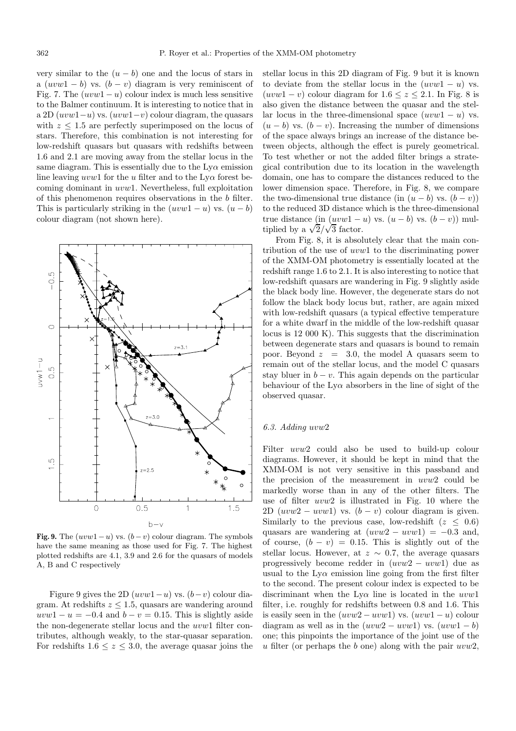very similar to the $(u-b)$ one and the locus of stars in a $(uvw1-b)$ vs. $(b-v)$ diagram is very reminiscent of Fig. 7. The $(uvw1-u)$ colour index is much less sensitive to the Balmer continuum. It is interesting to notice that in a 2D $(uvw1-u)$ vs. $(uvw1-v)$ colour diagram, the quasars with $z \leq 1.5$ are perfectly superimposed on the locus of stars. Therefore, this combination is not interesting for low-redshift quasars but quasars with redshifts between 1.6 and 2.1 are moving away from the stellar locus in the same diagram. This is essentially due to the Ly$\alpha$ emission line leaving $uvw1$ for the $u$ filter and to the Ly$\alpha$ forest becoming dominant in $uvw1$. Nevertheless, full exploitation of this phenomenon requires observations in the $b$ filter. This is particularly striking in the $(uvw1-u)$ vs. $(u-b)$ colour diagram (not shown here).

**Fig. 9.** The $(uvw1-u)$ vs. $(b-v)$ colour diagram. The symbols have the same meaning as those used for Fig. 7. The highest plotted redshifts are 4.1, 3.9 and 2.6 for the quasars of models A, B and C respectively

Figure 9 gives the 2D $(uvw1-u)$ vs. $(b-v)$ colour diagram. At redshifts $z \leq 1.5$, quasars are wandering around $uvw1-u = -0.4$ and $b-v = 0.15$. This is slightly aside the non-degenerate stellar locus and the $uvw1$ filter contributes, although weakly, to the star-quasar separation. For redshifts $1.6 \leq z \leq 3.0$, the average quasar joins the stellar locus in this 2D diagram of Fig. 9 but it is known to deviate from the stellar locus in the $(uvw1-u)$ vs. $(uvw1-v)$ colour diagram for $1.6 \leq z \leq 2.1$. In Fig. 8 is also given the distance between the quasar and the stellar locus in the three-dimensional space $(uvw1-u)$ vs. $(u-b)$ vs. $(b-v)$. Increasing the number of dimensions of the space always brings an increase of the distance between objects, although the effect is purely geometrical. To test whether or not the added filter brings a strategical contribution due to its location in the wavelength domain, one has to compare the distances reduced to the lower dimension space. Therefore, in Fig. 8, we compare the two-dimensional true distance (in $(u-b)$ vs. $(b-v)$) to the reduced 3D distance which is the three-dimensional true distance (in $(uvw1-u)$ vs. $(u-b)$ vs. $(b-v)$) multiplied by a $\sqrt{2}/\sqrt{3}$ factor.

From Fig. 8, it is absolutely clear that the main contribution of the use of $uvw1$ to the discriminating power of the XMM-OM photometry is essentially located at the redshift range 1.6 to 2.1. It is also interesting to notice that low-redshift quasars are wandering in Fig. 9 slightly aside the black body line. However, the degenerate stars do not follow the black body locus but, rather, are again mixed with low-redshift quasars (a typical effective temperature for a white dwarf in the middle of the low-redshift quasar locus is 12 000 K). This suggests that the discrimination between degenerate stars and quasars is bound to remain poor. Beyond $z = 3.0$, the model A quasars seem to remain out of the stellar locus, and the model C quasars stay bluer in $b-v$. This again depends on the particular behaviour of the Ly$\alpha$ absorbers in the line of sight of the observed quasar.

### 6.3. Adding $uvw2$

Filter $uvw2$ could also be used to build-up colour diagrams. However, it should be kept in mind that the XMM-OM is not very sensitive in this passband and the precision of the measurement in $uvw2$ could be markedly worse than in any of the other filters. The use of filter $uvw2$ is illustrated in Fig. 10 where the 2D $(uvw2-uvw1)$ vs. $(b-v)$ colour diagram is given. Similarly to the previous case, low-redshift ($z \leq 0.6$) quasars are wandering at $(uvw2-uvw1) = -0.3$ and, of course, $(b-v) = 0.15$. This is slightly out of the stellar locus. However, at $z \sim 0.7$, the average quasars progressively become redder in $(uvw2-uvw1)$ due as usual to the Ly$\alpha$ emission line going from the first filter to the second. The present colour index is expected to be discriminant when the Ly$\alpha$ line is located in the $uvw1$ filter, i.e. roughly for redshifts between 0.8 and 1.6. This is easily seen in the $(uvw2-uvw1)$ vs. $(uvw1-u)$ colour diagram as well as in the $(uvw2-uvw1)$ vs. $(uvw1-b)$ one; this pinpoints the importance of the joint use of the $u$ filter (or perhaps the $b$ one) along with the pair $uvw2$,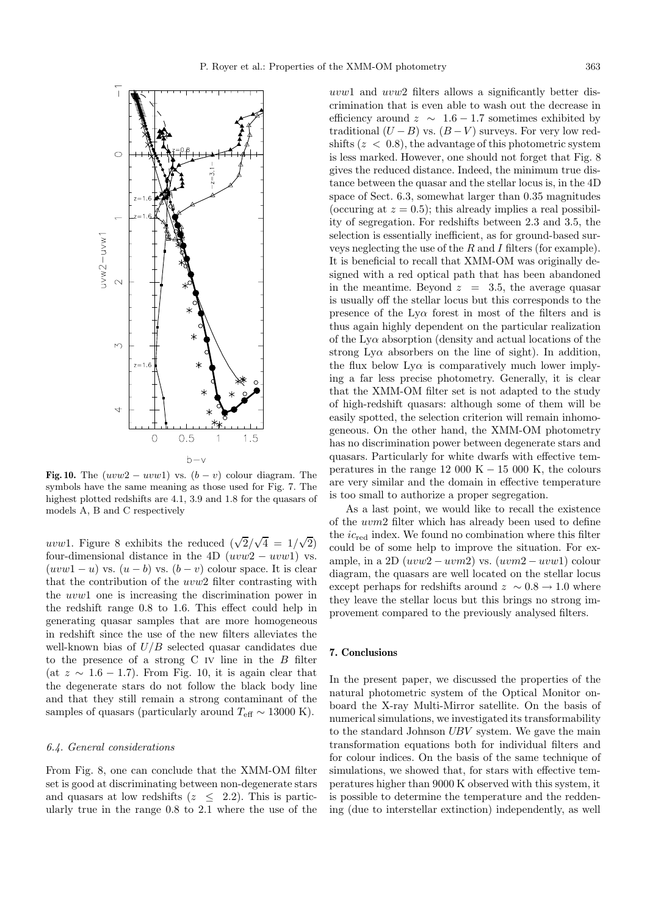**Fig. 10.** The $(uvw2 - uvw1)$ vs. $(b - v)$ colour diagram. The symbols have the same meaning as those used for Fig. 7. The highest plotted redshifts are 4.1, 3.9 and 1.8 for the quasars of models A, B and C respectively

$uvw1$. Figure 8 exhibits the reduced $(\sqrt{2}/\sqrt{4} = 1/\sqrt{2})$ four-dimensional distance in the 4D $(uvw2 - uvw1)$ vs. $(uvw1 - u)$ vs. $(u - b)$ vs. $(b - v)$ colour space. It is clear that the contribution of the $uvw2$ filter contrasting with the $uvw1$ one is increasing the discrimination power in the redshift range 0.8 to 1.6. This effect could help in generating quasar samples that are more homogeneous in redshift since the use of the new filters alleviates the well-known bias of $U/B$ selected quasar candidates due to the presence of a strong C IV line in the $B$ filter (at $z \sim 1.6 - 1.7$). From Fig. 10, it is again clear that the degenerate stars do not follow the black body line and that they still remain a strong contaminant of the samples of quasars (particularly around $T_{\rm eff} \sim 13000$ K).

### 6.4. General considerations

From Fig. 8, one can conclude that the XMM-OM filter set is good at discriminating between non-degenerate stars and quasars at low redshifts ($z \leq 2.2$). This is particularly true in the range 0.8 to 2.1 where the use of the $uvw1$ and $uvw2$ filters allows a significantly better discrimination that is even able to wash out the decrease in efficiency around $z \sim 1.6 - 1.7$ sometimes exhibited by traditional $(U - B)$ vs. $(B - V)$ surveys. For very low redshifts ($z < 0.8$), the advantage of this photometric system is less marked. However, one should not forget that Fig. 8 gives the reduced distance. Indeed, the minimum true distance between the quasar and the stellar locus is, in the 4D space of Sect. 6.3, somewhat larger than 0.35 magnitudes (occuring at $z = 0.5$); this already implies a real possibility of segregation. For redshifts between 2.3 and 3.5, the selection is essentially inefficient, as for ground-based surveys neglecting the use of the $R$ and $I$ filters (for example). It is beneficial to recall that XMM-OM was originally designed with a red optical path that has been abandoned in the meantime. Beyond $z = 3.5$, the average quasar is usually off the stellar locus but this corresponds to the presence of the Ly$\alpha$ forest in most of the filters and is thus again highly dependent on the particular realization of the Ly$\alpha$ absorption (density and actual locations of the strong Ly$\alpha$ absorbers on the line of sight). In addition, the flux below Ly$\alpha$ is comparatively much lower implying a far less precise photometry. Generally, it is clear that the XMM-OM filter set is not adapted to the study of high-redshift quasars: although some of them will be easily spotted, the selection criterion will remain inhomogeneous. On the other hand, the XMM-OM photometry has no discrimination power between degenerate stars and quasars. Particularly for white dwarfs with effective temperatures in the range 12 000 K − 15 000 K, the colours are very similar and the domain in effective temperature is too small to authorize a proper segregation.

As a last point, we would like to recall the existence of the $uvm2$ filter which has already been used to define the $ic_{\rm red}$ index. We found no combination where this filter could be of some help to improve the situation. For example, in a 2D $(uvw2 - uvm2)$ vs. $(uvm2 - uvw1)$ colour diagram, the quasars are well located on the stellar locus except perhaps for redshifts around $z \sim 0.8 \rightarrow 1.0$ where they leave the stellar locus but this brings no strong improvement compared to the previously analysed filters.

## 7. Conclusions

In the present paper, we discussed the properties of the natural photometric system of the Optical Monitor onboard the X-ray Multi-Mirror satellite. On the basis of numerical simulations, we investigated its transformability to the standard Johnson $UBV$ system. We gave the main transformation equations both for individual filters and for colour indices. On the basis of the same technique of simulations, we showed that, for stars with effective temperatures higher than 9000 K observed with this system, it is possible to determine the temperature and the reddening (due to interstellar extinction) independently, as well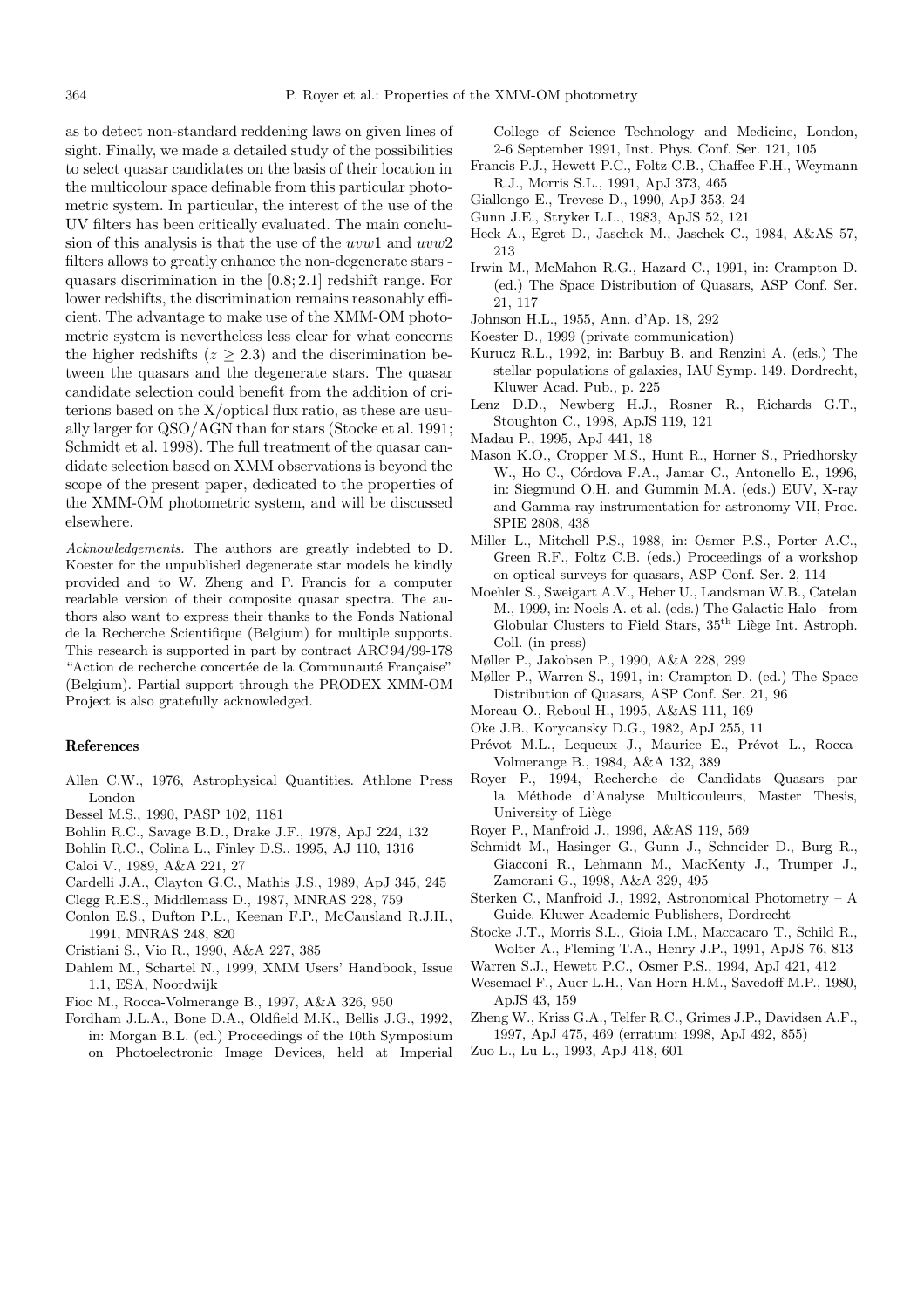as to detect non-standard reddening laws on given lines of sight. Finally, we made a detailed study of the possibilities to select quasar candidates on the basis of their location in the multicolour space definable from this particular photometric system. In particular, the interest of the use of the UV filters has been critically evaluated. The main conclusion of this analysis is that the use of the $uvw1$ and $uvw2$ filters allows to greatly enhance the non-degenerate stars - quasars discrimination in the $[0.8; 2.1]$ redshift range. For lower redshifts, the discrimination remains reasonably efficient. The advantage to make use of the XMM-OM photometric system is nevertheless less clear for what concerns the higher redshifts ($z \geq 2.3$) and the discrimination between the quasars and the degenerate stars. The quasar candidate selection could benefit from the addition of criterions based on the X/optical flux ratio, as these are usually larger for QSO/AGN than for stars (Stocke et al. 1991; Schmidt et al. 1998). The full treatment of the quasar candidate selection based on XMM observations is beyond the scope of the present paper, dedicated to the properties of the XMM-OM photometric system, and will be discussed elsewhere.

*Acknowledgements.* The authors are greatly indebted to D. Koester for the unpublished degenerate star models he kindly provided and to W. Zheng and P. Francis for a computer readable version of their composite quasar spectra. The authors also want to express their thanks to the Fonds National de la Recherche Scientifique (Belgium) for multiple supports. This research is supported in part by contract ARC 94/99-178 "Action de recherche concertée de la Communauté Française" (Belgium). Partial support through the PRODEX XMM-OM Project is also gratefully acknowledged.

## References

Allen C.W., 1976, Astrophysical Quantities. Athlone Press London

Bessel M.S., 1990, PASP 102, 1181

Bohlin R.C., Savage B.D., Drake J.F., 1978, ApJ 224, 132

Bohlin R.C., Colina L., Finley D.S., 1995, AJ 110, 1316

Caloi V., 1989, A&A 221, 27

Cardelli J.A., Clayton G.C., Mathis J.S., 1989, ApJ 345, 245

Clegg R.E.S., Middlemass D., 1987, MNRAS 228, 759

Conlon E.S., Dufton P.L., Keenan F.P., McCausland R.J.H., 1991, MNRAS 248, 820

Cristiani S., Vio R., 1990, A&A 227, 385

Dahlem M., Schartel N., 1999, XMM Users' Handbook, Issue 1.1, ESA, Noordwijk

Fioc M., Rocca-Volmerange B., 1997, A&A 326, 950

Fordham J.L.A., Bone D.A., Oldfield M.K., Bellis J.G., 1992, in: Morgan B.L. (ed.) Proceedings of the 10th Symposium on Photoelectronic Image Devices, held at Imperial College of Science Technology and Medicine, London, 2-6 September 1991, Inst. Phys. Conf. Ser. 121, 105

Francis P.J., Hewett P.C., Foltz C.B., Chaffee F.H., Weymann R.J., Morris S.L., 1991, ApJ 373, 465

Giallongo E., Trevese D., 1990, ApJ 353, 24

Gunn J.E., Stryker L.L., 1983, ApJS 52, 121

Heck A., Egret D., Jaschek M., Jaschek C., 1984, A&AS 57, 213

Irwin M., McMahon R.G., Hazard C., 1991, in: Crampton D. (ed.) The Space Distribution of Quasars, ASP Conf. Ser. 21, 117

Johnson H.L., 1955, Ann. d'Ap. 18, 292

Koester D., 1999 (private communication)

Kurucz R.L., 1992, in: Barbuy B. and Renzini A. (eds.) The stellar populations of galaxies, IAU Symp. 149. Dordrecht, Kluwer Acad. Pub., p. 225

Lenz D.D., Newberg H.J., Rosner R., Richards G.T., Stoughton C., 1998, ApJS 119, 121

Madau P., 1995, ApJ 441, 18

Mason K.O., Cropper M.S., Hunt R., Horner S., Priedhorsky W., Ho C., Córdova F.A., Jamar C., Antonello E., 1996, in: Siegmund O.H. and Gummin M.A. (eds.) EUV, X-ray and Gamma-ray instrumentation for astronomy VII, Proc. SPIE 2808, 438

Miller L., Mitchell P.S., 1988, in: Osmer P.S., Porter A.C., Green R.F., Foltz C.B. (eds.) Proceedings of a workshop on optical surveys for quasars, ASP Conf. Ser. 2, 114

Moehler S., Sweigart A.V., Heber U., Landsman W.B., Catelan M., 1999, in: Noels A. et al. (eds.) The Galactic Halo - from Globular Clusters to Field Stars, 35th Liège Int. Astroph. Coll. (in press)

Møller P., Jakobsen P., 1990, A&A 228, 299

Møller P., Warren S., 1991, in: Crampton D. (ed.) The Space Distribution of Quasars, ASP Conf. Ser. 21, 96

Moreau O., Reboul H., 1995, A&AS 111, 169

Oke J.B., Korycansky D.G., 1982, ApJ 255, 11

Prévot M.L., Lequeux J., Maurice E., Prévot L., Rocca-Volmerange B., 1984, A&A 132, 389

Royer P., 1994, Recherche de Candidats Quasars par la Méthode d'Analyse Multicouleurs, Master Thesis, University of Liège

Royer P., Manfroid J., 1996, A&AS 119, 569

Schmidt M., Hasinger G., Gunn J., Schneider D., Burg R., Giacconi R., Lehmann M., MacKenty J., Trumper J., Zamorani G., 1998, A&A 329, 495

Sterken C., Manfroid J., 1992, Astronomical Photometry – A Guide. Kluwer Academic Publishers, Dordrecht

Stocke J.T., Morris S.L., Gioia I.M., Maccacaro T., Schild R., Wolter A., Fleming T.A., Henry J.P., 1991, ApJS 76, 813

Warren S.J., Hewett P.C., Osmer P.S., 1994, ApJ 421, 412

Wesemael F., Auer L.H., Van Horn H.M., Savedoff M.P., 1980, ApJS 43, 159

Zheng W., Kriss G.A., Telfer R.C., Grimes J.P., Davidsen A.F., 1997, ApJ 475, 469 (erratum: 1998, ApJ 492, 855)

Zuo L., Lu L., 1993, ApJ 418, 601